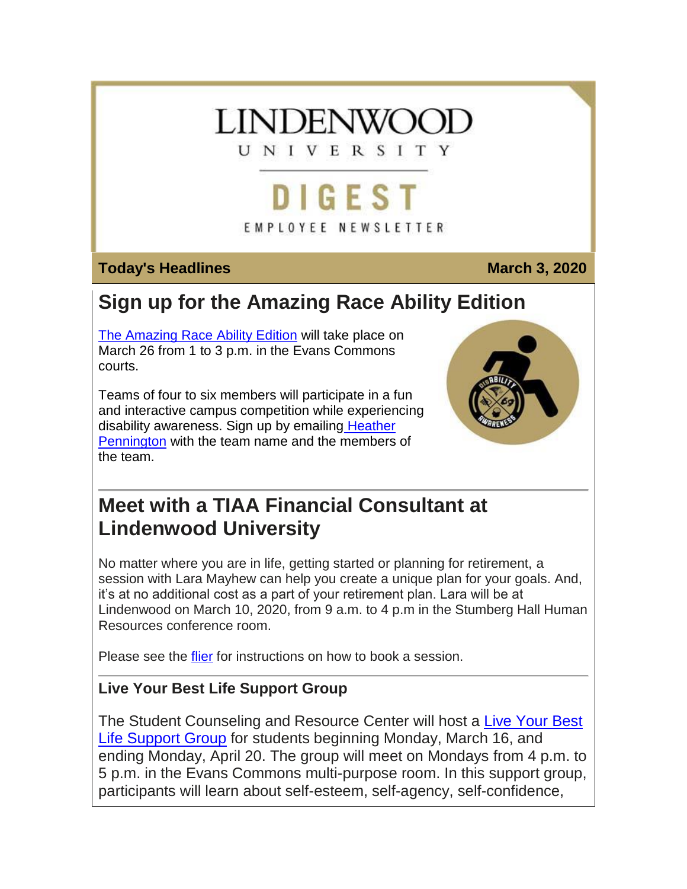# LINDENWOOD UNIVERSITY

## DIGEST

EMPLOYEE NEWSLETTER

**Today's Headlines** **March 3, 2020**

## Sign up for the Amazing Race Ability Edition

The Amazing Race Ability Edition will take place on March 26 from 1 to 3 p.m. in the Evans Commons courts.

Teams of four to six members will participate in a fun and interactive campus competition while experiencing disability awareness. Sign up by emailing Heather Pennington with the team name and the members of the team.

## Meet with a TIAA Financial Consultant at Lindenwood University

No matter where you are in life, getting started or planning for retirement, a session with Lara Mayhew can help you create a unique plan for your goals. And, it's at no additional cost as a part of your retirement plan. Lara will be at Lindenwood on March 10, 2020, from 9 a.m. to 4 p.m in the Stumberg Hall Human Resources conference room.

Please see the flier for instructions on how to book a session.

### Live Your Best Life Support Group

The Student Counseling and Resource Center will host a Live Your Best Life Support Group for students beginning Monday, March 16, and ending Monday, April 20. The group will meet on Mondays from 4 p.m. to 5 p.m. in the Evans Commons multi-purpose room. In this support group, participants will learn about self-esteem, self-agency, self-confidence,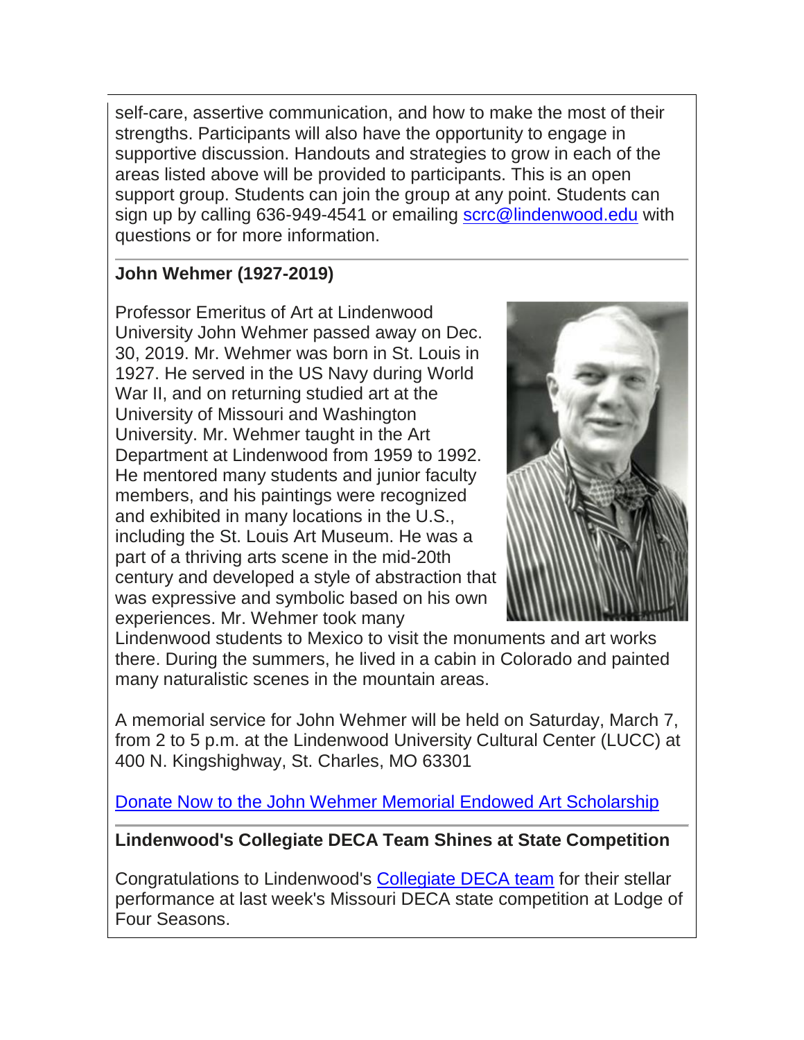self-care, assertive communication, and how to make the most of their strengths. Participants will also have the opportunity to engage in supportive discussion. Handouts and strategies to grow in each of the areas listed above will be provided to participants. This is an open support group. Students can join the group at any point. Students can sign up by calling 636-949-4541 or emailing scrc@lindenwood.edu with questions or for more information.

---

**John Wehmer (1927-2019)**

Professor Emeritus of Art at Lindenwood University John Wehmer passed away on Dec. 30, 2019. Mr. Wehmer was born in St. Louis in 1927. He served in the US Navy during World War II, and on returning studied art at the University of Missouri and Washington University. Mr. Wehmer taught in the Art Department at Lindenwood from 1959 to 1992. He mentored many students and junior faculty members, and his paintings were recognized and exhibited in many locations in the U.S., including the St. Louis Art Museum. He was a part of a thriving arts scene in the mid-20th century and developed a style of abstraction that was expressive and symbolic based on his own experiences. Mr. Wehmer took many Lindenwood students to Mexico to visit the monuments and art works there. During the summers, he lived in a cabin in Colorado and painted many naturalistic scenes in the mountain areas.

A memorial service for John Wehmer will be held on Saturday, March 7, from 2 to 5 p.m. at the Lindenwood University Cultural Center (LUCC) at 400 N. Kingshighway, St. Charles, MO 63301

Donate Now to the John Wehmer Memorial Endowed Art Scholarship

---

**Lindenwood's Collegiate DECA Team Shines at State Competition**

Congratulations to Lindenwood's Collegiate DECA team for their stellar performance at last week's Missouri DECA state competition at Lodge of Four Seasons.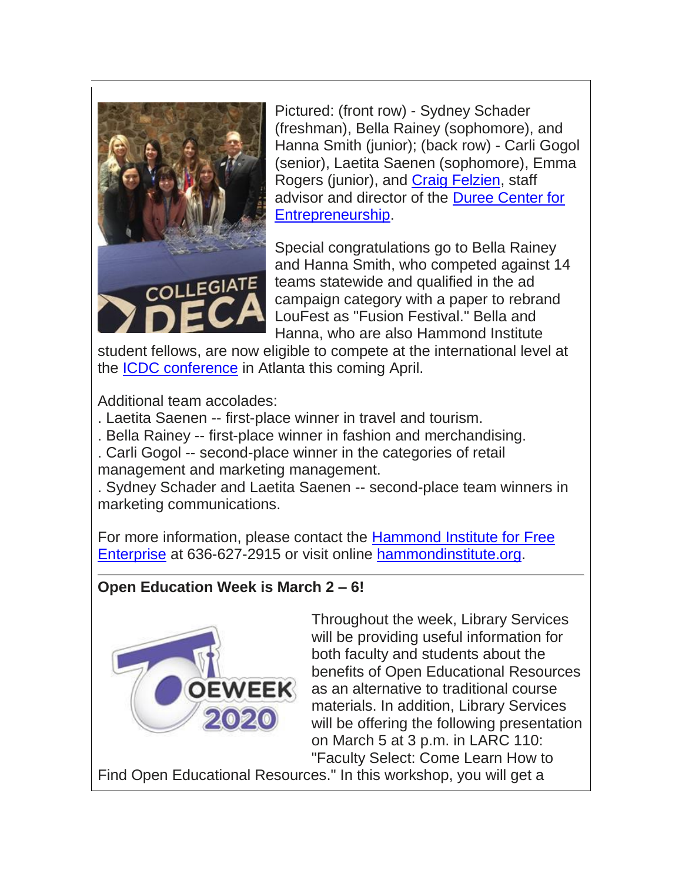Pictured: (front row) - Sydney Schader (freshman), Bella Rainey (sophomore), and Hanna Smith (junior); (back row) - Carli Gogol (senior), Laetita Saenen (sophomore), Emma Rogers (junior), and Craig Felzien, staff advisor and director of the Duree Center for Entrepreneurship.

Special congratulations go to Bella Rainey and Hanna Smith, who competed against 14 teams statewide and qualified in the ad campaign category with a paper to rebrand LouFest as "Fusion Festival." Bella and Hanna, who are also Hammond Institute student fellows, are now eligible to compete at the international level at the ICDC conference in Atlanta this coming April.

Additional team accolades:
. Laetita Saenen -- first-place winner in travel and tourism.
. Bella Rainey -- first-place winner in fashion and merchandising.
. Carli Gogol -- second-place winner in the categories of retail management and marketing management.
. Sydney Schader and Laetita Saenen -- second-place team winners in marketing communications.

For more information, please contact the Hammond Institute for Free Enterprise at 636-627-2915 or visit online hammondinstitute.org.

---

**Open Education Week is March 2 – 6!**

Throughout the week, Library Services will be providing useful information for both faculty and students about the benefits of Open Educational Resources as an alternative to traditional course materials. In addition, Library Services will be offering the following presentation on March 5 at 3 p.m. in LARC 110: "Faculty Select: Come Learn How to Find Open Educational Resources." In this workshop, you will get a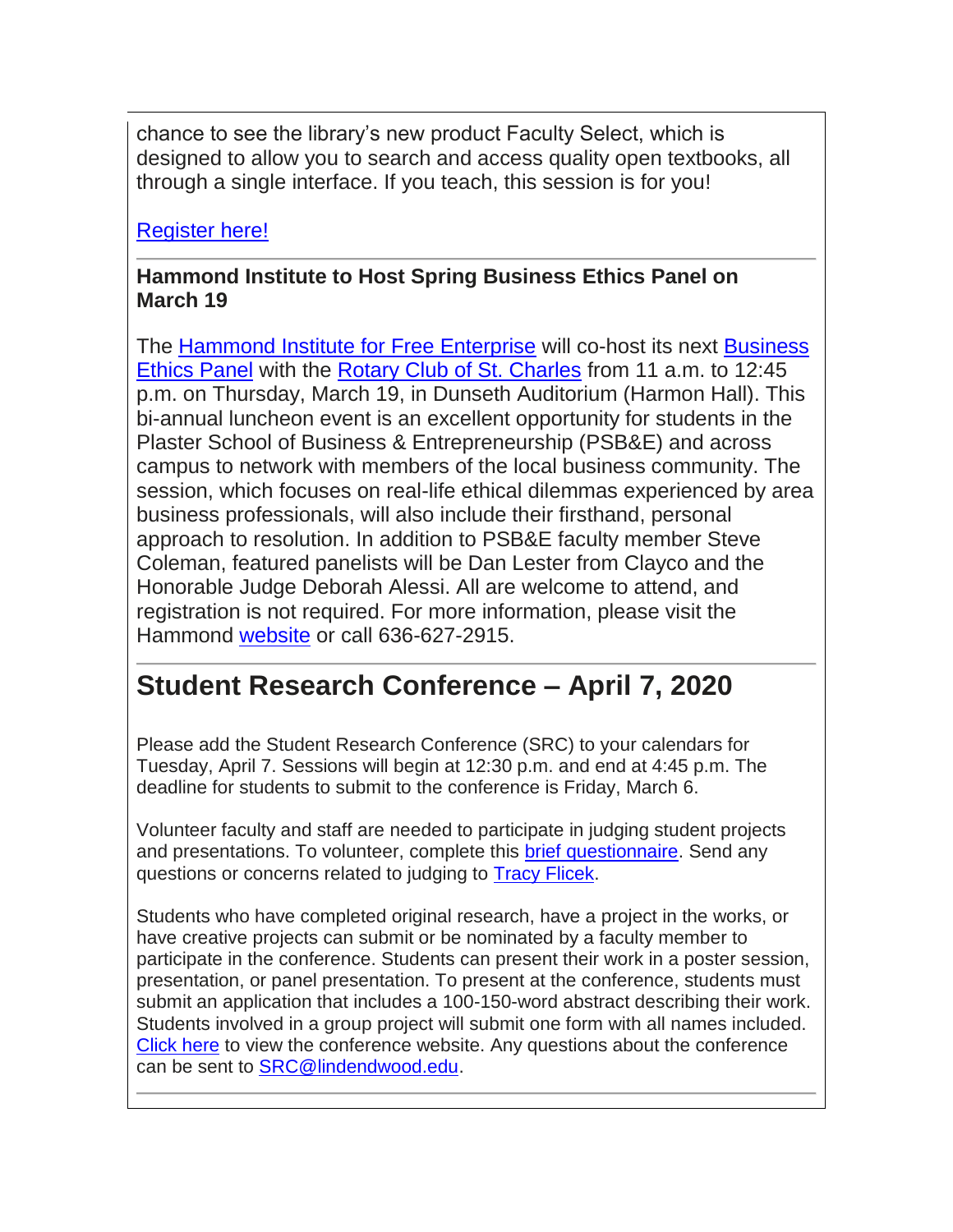chance to see the library's new product Faculty Select, which is designed to allow you to search and access quality open textbooks, all through a single interface. If you teach, this session is for you!

Register here!

---

**Hammond Institute to Host Spring Business Ethics Panel on March 19**

The Hammond Institute for Free Enterprise will co-host its next Business Ethics Panel with the Rotary Club of St. Charles from 11 a.m. to 12:45 p.m. on Thursday, March 19, in Dunseth Auditorium (Harmon Hall). This bi-annual luncheon event is an excellent opportunity for students in the Plaster School of Business & Entrepreneurship (PSB&E) and across campus to network with members of the local business community. The session, which focuses on real-life ethical dilemmas experienced by area business professionals, will also include their firsthand, personal approach to resolution. In addition to PSB&E faculty member Steve Coleman, featured panelists will be Dan Lester from Clayco and the Honorable Judge Deborah Alessi. All are welcome to attend, and registration is not required. For more information, please visit the Hammond website or call 636-627-2915.

---

# Student Research Conference – April 7, 2020

Please add the Student Research Conference (SRC) to your calendars for Tuesday, April 7. Sessions will begin at 12:30 p.m. and end at 4:45 p.m. The deadline for students to submit to the conference is Friday, March 6.

Volunteer faculty and staff are needed to participate in judging student projects and presentations. To volunteer, complete this brief questionnaire. Send any questions or concerns related to judging to Tracy Flicek.

Students who have completed original research, have a project in the works, or have creative projects can submit or be nominated by a faculty member to participate in the conference. Students can present their work in a poster session, presentation, or panel presentation. To present at the conference, students must submit an application that includes a 100-150-word abstract describing their work. Students involved in a group project will submit one form with all names included. Click here to view the conference website. Any questions about the conference can be sent to SRC@lindenwood.edu.

---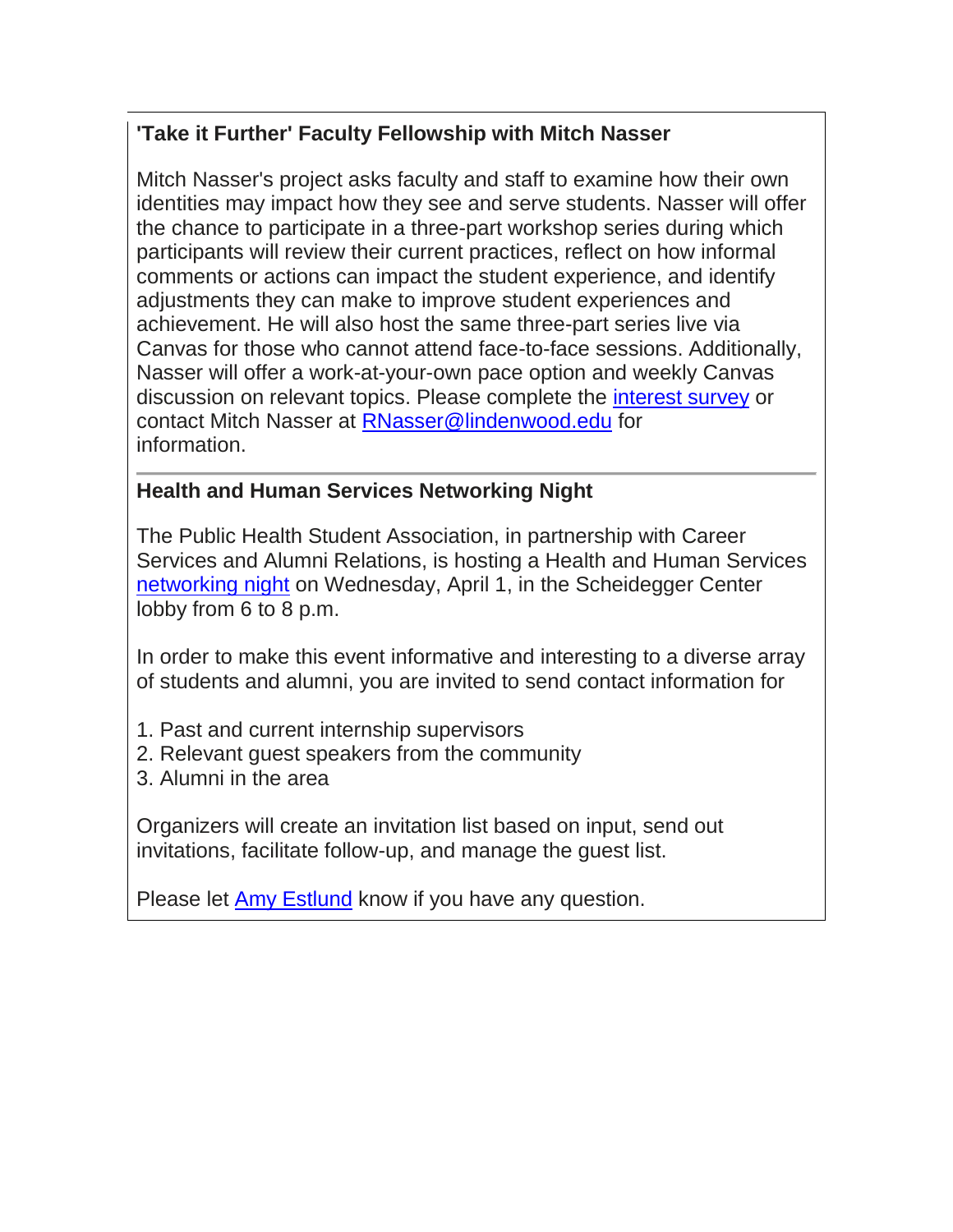**'Take it Further' Faculty Fellowship with Mitch Nasser**

Mitch Nasser's project asks faculty and staff to examine how their own identities may impact how they see and serve students. Nasser will offer the chance to participate in a three-part workshop series during which participants will review their current practices, reflect on how informal comments or actions can impact the student experience, and identify adjustments they can make to improve student experiences and achievement. He will also host the same three-part series live via Canvas for those who cannot attend face-to-face sessions. Additionally, Nasser will offer a work-at-your-own pace option and weekly Canvas discussion on relevant topics. Please complete the interest survey or contact Mitch Nasser at RNasser@lindenwood.edu for information.

---

**Health and Human Services Networking Night**

The Public Health Student Association, in partnership with Career Services and Alumni Relations, is hosting a Health and Human Services networking night on Wednesday, April 1, in the Scheidegger Center lobby from 6 to 8 p.m.

In order to make this event informative and interesting to a diverse array of students and alumni, you are invited to send contact information for

1. Past and current internship supervisors
2. Relevant guest speakers from the community
3. Alumni in the area

Organizers will create an invitation list based on input, send out invitations, facilitate follow-up, and manage the guest list.

Please let Amy Estlund know if you have any question.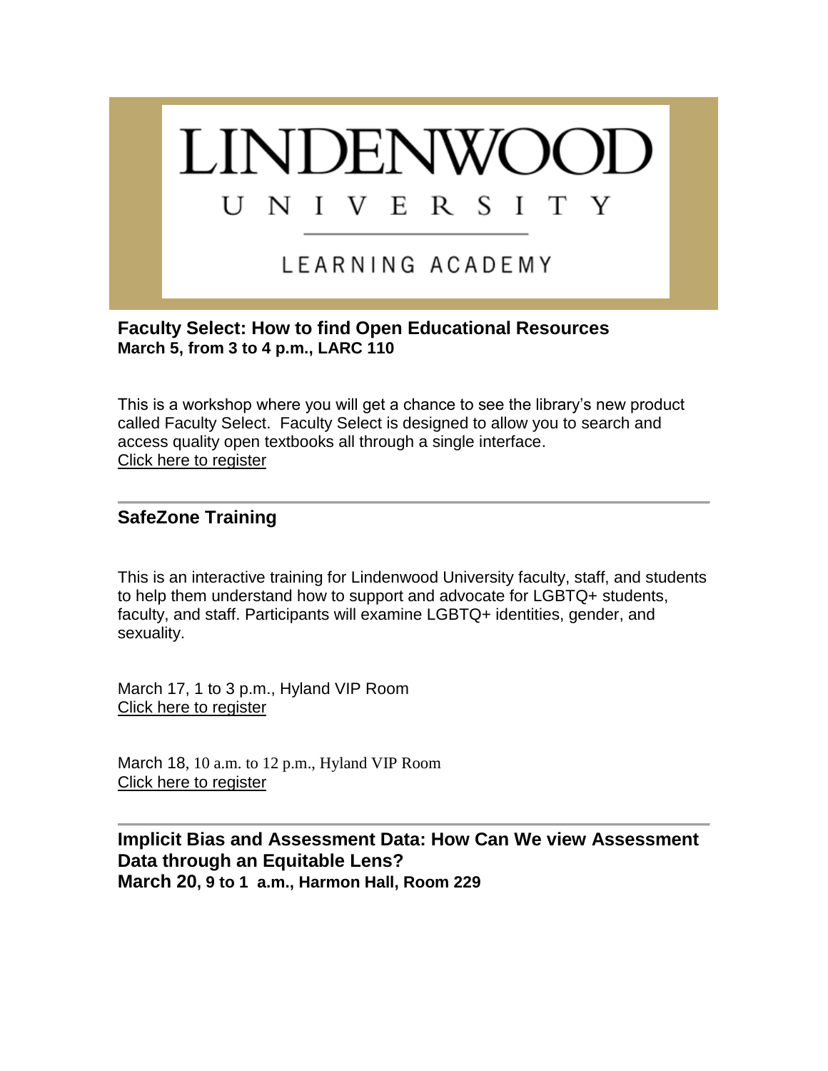# LINDENWOOD UNIVERSITY

LEARNING ACADEMY

### Faculty Select: How to find Open Educational Resources

**March 5, from 3 to 4 p.m., LARC 110**

This is a workshop where you will get a chance to see the library's new product called Faculty Select. Faculty Select is designed to allow you to search and access quality open textbooks all through a single interface.
Click here to register

---

### SafeZone Training

This is an interactive training for Lindenwood University faculty, staff, and students to help them understand how to support and advocate for LGBTQ+ students, faculty, and staff. Participants will examine LGBTQ+ identities, gender, and sexuality.

March 17, 1 to 3 p.m., Hyland VIP Room
Click here to register

March 18, 10 a.m. to 12 p.m., Hyland VIP Room
Click here to register

---

### Implicit Bias and Assessment Data: How Can We view Assessment Data through an Equitable Lens?

**March 20, 9 to 1 a.m., Harmon Hall, Room 229**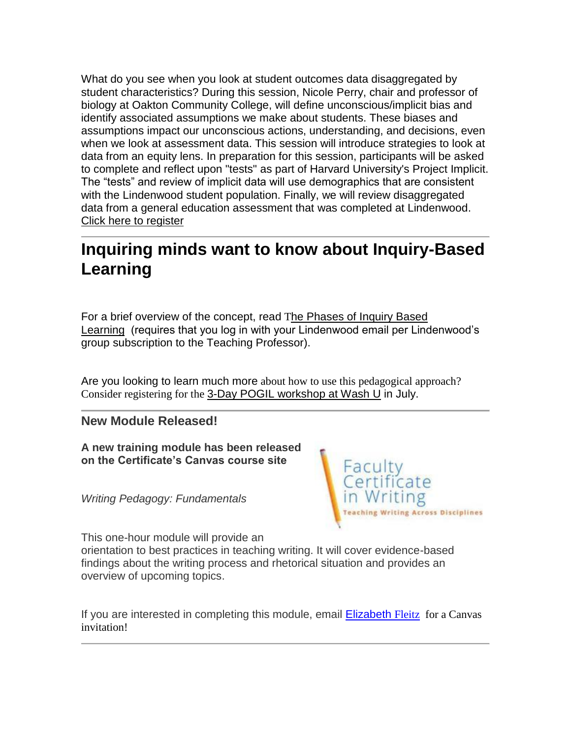What do you see when you look at student outcomes data disaggregated by student characteristics? During this session, Nicole Perry, chair and professor of biology at Oakton Community College, will define unconscious/implicit bias and identify associated assumptions we make about students. These biases and assumptions impact our unconscious actions, understanding, and decisions, even when we look at assessment data. This session will introduce strategies to look at data from an equity lens. In preparation for this session, participants will be asked to complete and reflect upon "tests" as part of Harvard University's Project Implicit. The "tests" and review of implicit data will use demographics that are consistent with the Lindenwood student population. Finally, we will review disaggregated data from a general education assessment that was completed at Lindenwood. Click here to register

---

# Inquiring minds want to know about Inquiry-Based Learning

For a brief overview of the concept, read The Phases of Inquiry Based Learning (requires that you log in with your Lindenwood email per Lindenwood's group subscription to the Teaching Professor).

Are you looking to learn much more about how to use this pedagogical approach? Consider registering for the 3-Day POGIL workshop at Wash U in July.

---

### New Module Released!

**A new training module has been released on the Certificate's Canvas course site**

Faculty Certificate in Writing
Teaching Writing Across Disciplines

*Writing Pedagogy: Fundamentals*

This one-hour module will provide an orientation to best practices in teaching writing. It will cover evidence-based findings about the writing process and rhetorical situation and provides an overview of upcoming topics.

If you are interested in completing this module, email Elizabeth Fleitz for a Canvas invitation!

---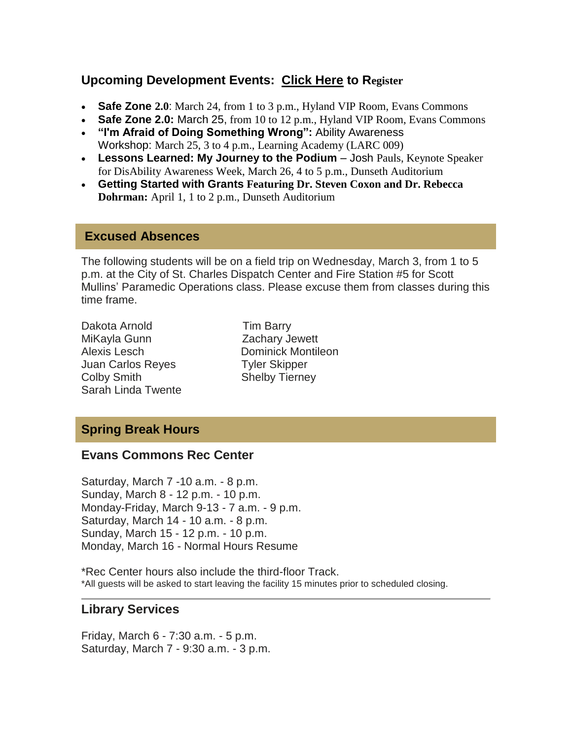## Upcoming Development Events: Click Here to Register

- **Safe Zone 2.0**: March 24, from 1 to 3 p.m., Hyland VIP Room, Evans Commons
- **Safe Zone 2.0:** March 25, from 10 to 12 p.m., Hyland VIP Room, Evans Commons
- **"I'm Afraid of Doing Something Wrong":** Ability Awareness Workshop: March 25, 3 to 4 p.m., Learning Academy (LARC 009)
- **Lessons Learned: My Journey to the Podium** – Josh Pauls, Keynote Speaker for DisAbility Awareness Week, March 26, 4 to 5 p.m., Dunseth Auditorium
- **Getting Started with Grants Featuring Dr. Steven Coxon and Dr. Rebecca Dohrman:** April 1, 1 to 2 p.m., Dunseth Auditorium

## Excused Absences

The following students will be on a field trip on Wednesday, March 3, from 1 to 5 p.m. at the City of St. Charles Dispatch Center and Fire Station #5 for Scott Mullins' Paramedic Operations class. Please excuse them from classes during this time frame.

Dakota Arnold
Tim Barry
MiKayla Gunn
Zachary Jewett
Alexis Lesch
Dominick Montileon
Juan Carlos Reyes
Tyler Skipper
Colby Smith
Shelby Tierney
Sarah Linda Twente

## Spring Break Hours

### Evans Commons Rec Center

Saturday, March 7 -10 a.m. - 8 p.m.
Sunday, March 8 - 12 p.m. - 10 p.m.
Monday-Friday, March 9-13 - 7 a.m. - 9 p.m.
Saturday, March 14 - 10 a.m. - 8 p.m.
Sunday, March 15 - 12 p.m. - 10 p.m.
Monday, March 16 - Normal Hours Resume

*Rec Center hours also include the third-floor Track.
*All guests will be asked to start leaving the facility 15 minutes prior to scheduled closing.

---

### Library Services

Friday, March 6 - 7:30 a.m. - 5 p.m.
Saturday, March 7 - 9:30 a.m. - 3 p.m.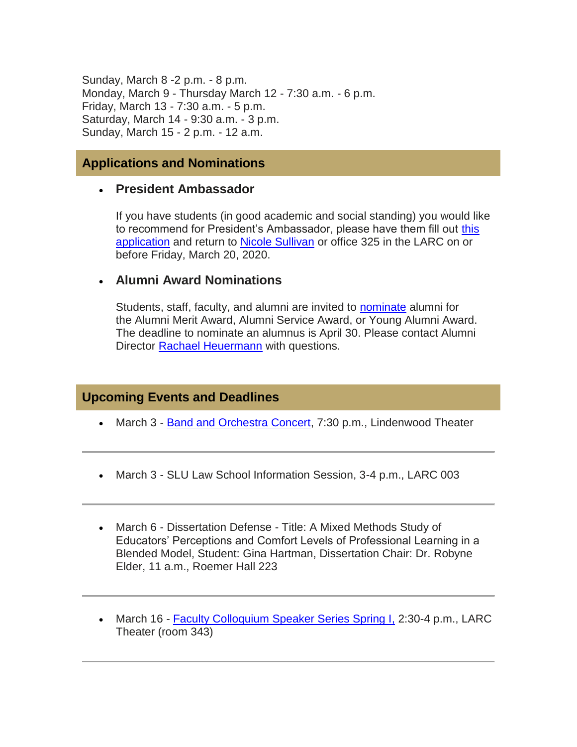Sunday, March 8 -2 p.m. - 8 p.m.
Monday, March 9 - Thursday March 12 - 7:30 a.m. - 6 p.m.
Friday, March 13 - 7:30 a.m. - 5 p.m.
Saturday, March 14 - 9:30 a.m. - 3 p.m.
Sunday, March 15 - 2 p.m. - 12 a.m.

## Applications and Nominations

- **President Ambassador**

  If you have students (in good academic and social standing) you would like to recommend for President's Ambassador, please have them fill out this application and return to Nicole Sullivan or office 325 in the LARC on or before Friday, March 20, 2020.

- **Alumni Award Nominations**

  Students, staff, faculty, and alumni are invited to nominate alumni for the Alumni Merit Award, Alumni Service Award, or Young Alumni Award. The deadline to nominate an alumnus is April 30. Please contact Alumni Director Rachael Heuermann with questions.

## Upcoming Events and Deadlines

- March 3 - Band and Orchestra Concert, 7:30 p.m., Lindenwood Theater

---

- March 3 - SLU Law School Information Session, 3-4 p.m., LARC 003

---

- March 6 - Dissertation Defense - Title: A Mixed Methods Study of Educators' Perceptions and Comfort Levels of Professional Learning in a Blended Model, Student: Gina Hartman, Dissertation Chair: Dr. Robyne Elder, 11 a.m., Roemer Hall 223

---

- March 16 - Faculty Colloquium Speaker Series Spring I, 2:30-4 p.m., LARC Theater (room 343)

---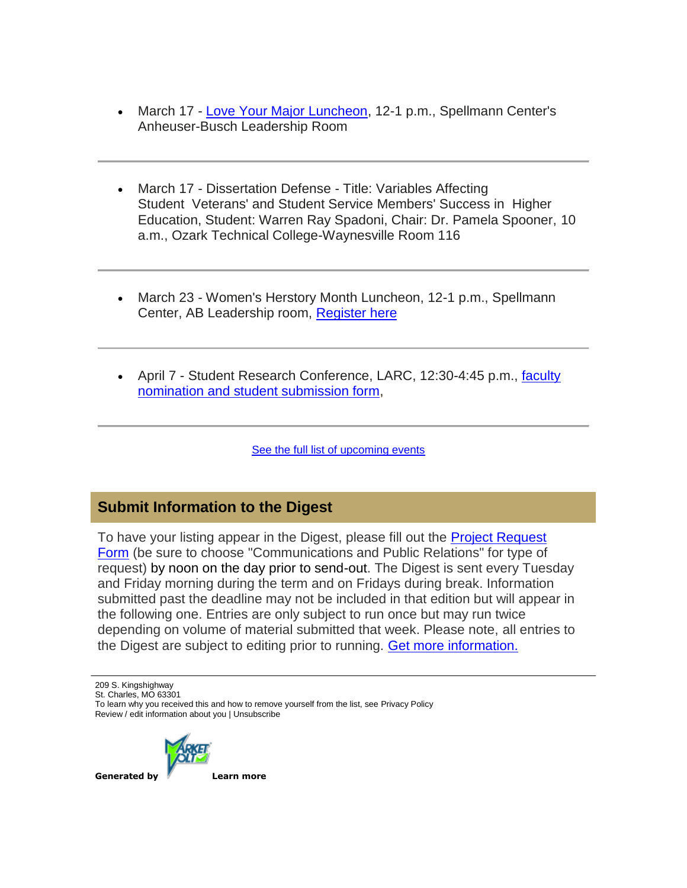- March 17 - Love Your Major Luncheon, 12-1 p.m., Spellmann Center's Anheuser-Busch Leadership Room

---

- March 17 - Dissertation Defense - Title: Variables Affecting Student Veterans' and Student Service Members' Success in Higher Education, Student: Warren Ray Spadoni, Chair: Dr. Pamela Spooner, 10 a.m., Ozark Technical College-Waynesville Room 116

---

- March 23 - Women's Herstory Month Luncheon, 12-1 p.m., Spellmann Center, AB Leadership room, Register here

---

- April 7 - Student Research Conference, LARC, 12:30-4:45 p.m., faculty nomination and student submission form,

---

See the full list of upcoming events

## Submit Information to the Digest

To have your listing appear in the Digest, please fill out the Project Request Form (be sure to choose "Communications and Public Relations" for type of request) by noon on the day prior to send-out. The Digest is sent every Tuesday and Friday morning during the term and on Fridays during break. Information submitted past the deadline may not be included in that edition but will appear in the following one. Entries are only subject to run once but may run twice depending on volume of material submitted that week. Please note, all entries to the Digest are subject to editing prior to running. Get more information.

---

209 S. Kingshighway
St. Charles, MO 63301
To learn why you received this and how to remove yourself from the list, see Privacy Policy
Review / edit information about you | Unsubscribe

**Generated by** **Learn more**